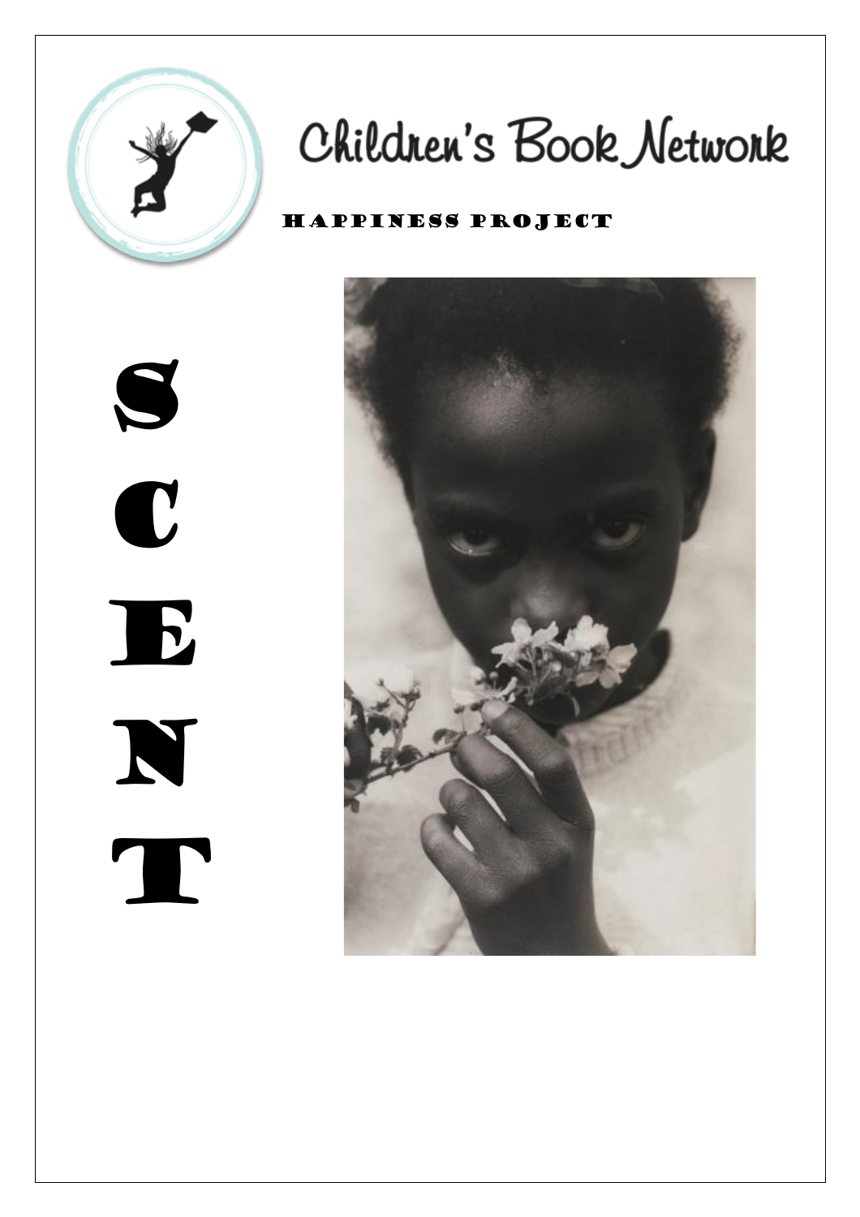# Children's Book Network

## Happiness Project

# SCENT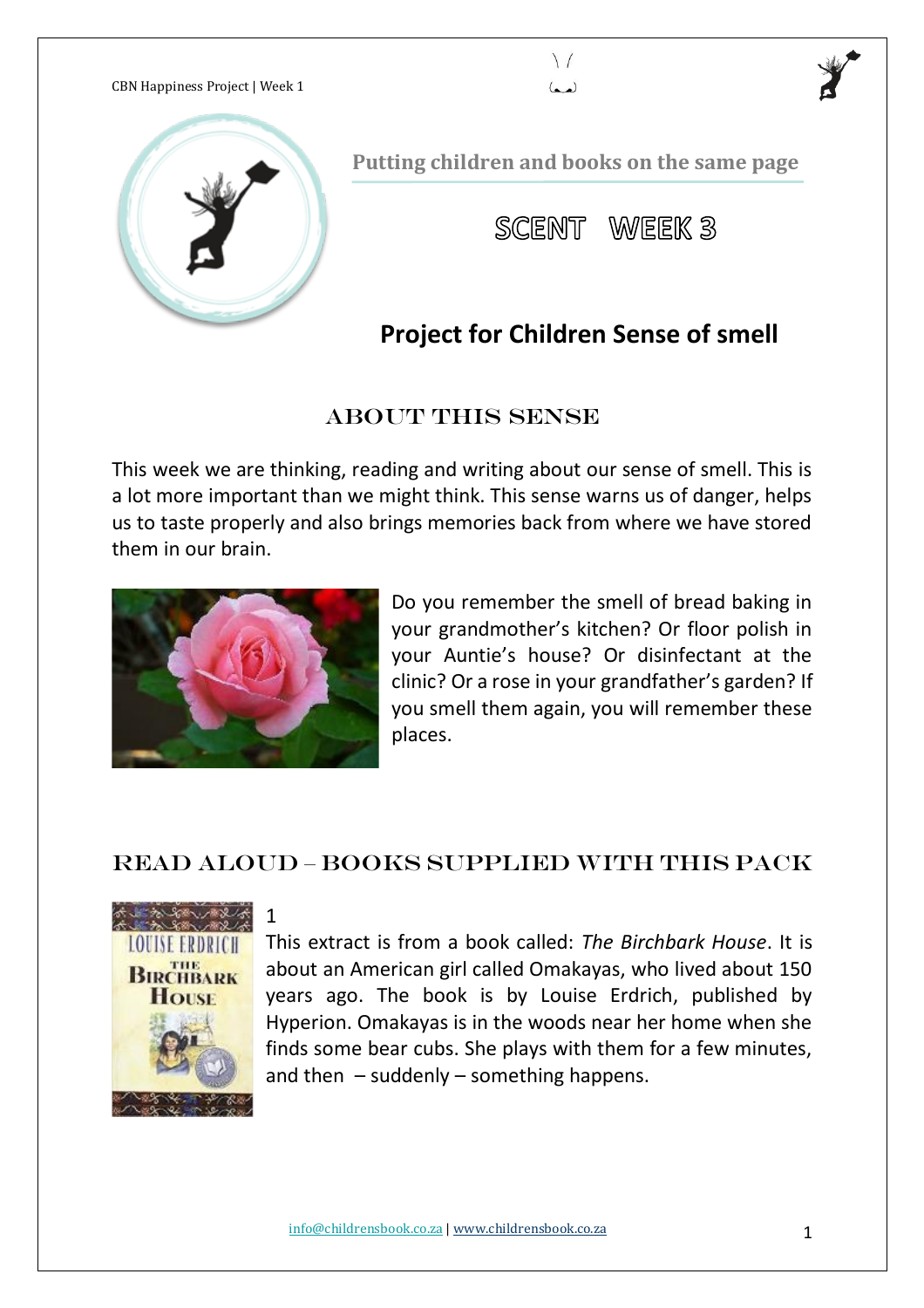Putting children and books on the same page

# SCENT WEEK 3

## Project for Children Sense of smell

### ABOUT THIS SENSE

This week we are thinking, reading and writing about our sense of smell. This is a lot more important than we might think. This sense warns us of danger, helps us to taste properly and also brings memories back from where we have stored them in our brain.

Do you remember the smell of bread baking in your grandmother's kitchen? Or floor polish in your Auntie's house? Or disinfectant at the clinic? Or a rose in your grandfather's garden? If you smell them again, you will remember these places.

### READ ALOUD – BOOKS SUPPLIED WITH THIS PACK

1

This extract is from a book called: *The Birchbark House*. It is about an American girl called Omakayas, who lived about 150 years ago. The book is by Louise Erdrich, published by Hyperion. Omakayas is in the woods near her home when she finds some bear cubs. She plays with them for a few minutes, and then – suddenly – something happens.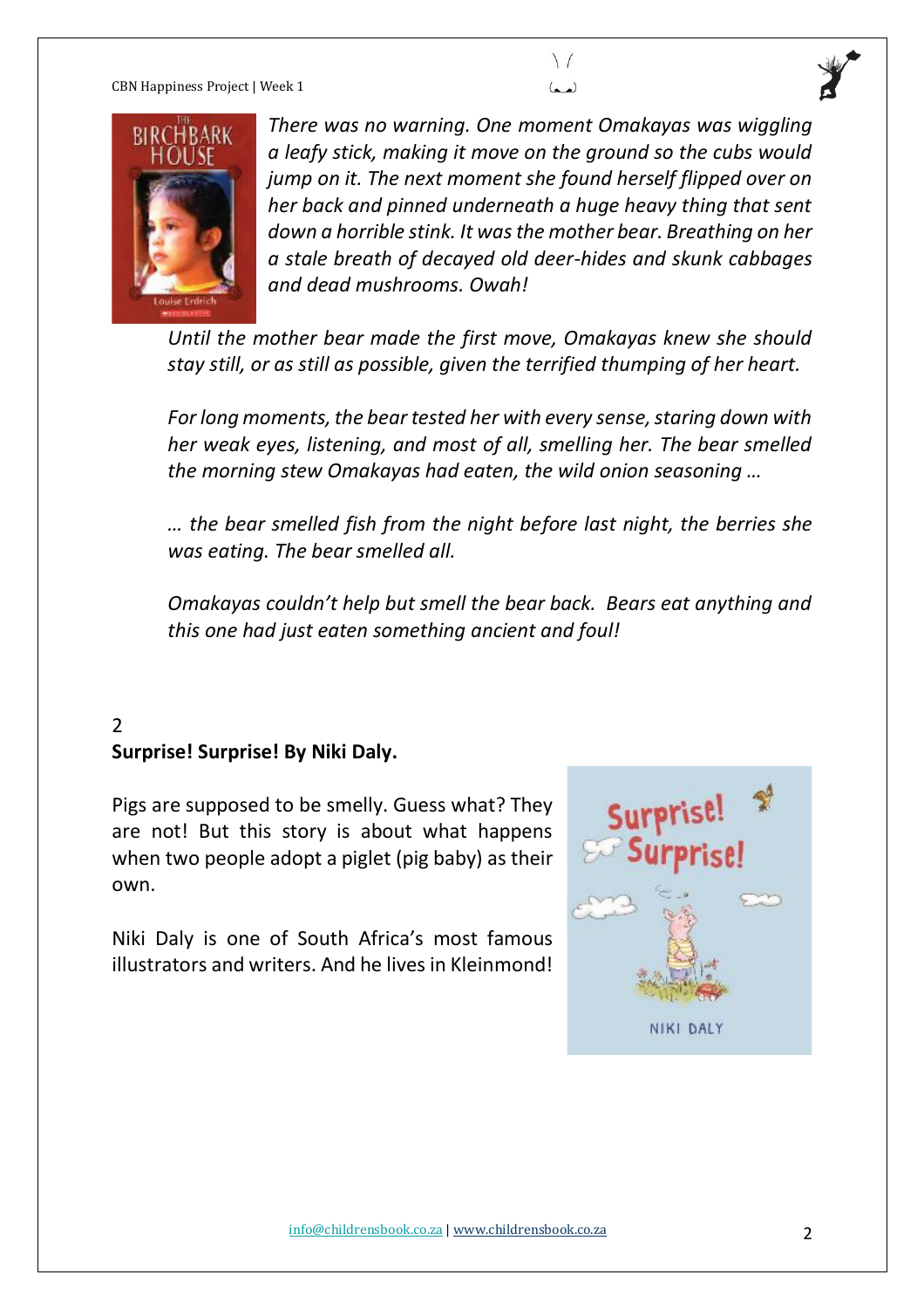*There was no warning. One moment Omakayas was wiggling a leafy stick, making it move on the ground so the cubs would jump on it. The next moment she found herself flipped over on her back and pinned underneath a huge heavy thing that sent down a horrible stink. It was the mother bear. Breathing on her a stale breath of decayed old deer-hides and skunk cabbages and dead mushrooms. Owah!*

*Until the mother bear made the first move, Omakayas knew she should stay still, or as still as possible, given the terrified thumping of her heart.*

*For long moments, the bear tested her with every sense, staring down with her weak eyes, listening, and most of all, smelling her. The bear smelled the morning stew Omakayas had eaten, the wild onion seasoning …*

*… the bear smelled fish from the night before last night, the berries she was eating. The bear smelled all.*

*Omakayas couldn't help but smell the bear back. Bears eat anything and this one had just eaten something ancient and foul!*

2

**Surprise! Surprise! By Niki Daly.**

Pigs are supposed to be smelly. Guess what? They are not! But this story is about what happens when two people adopt a piglet (pig baby) as their own.

Niki Daly is one of South Africa's most famous illustrators and writers. And he lives in Kleinmond!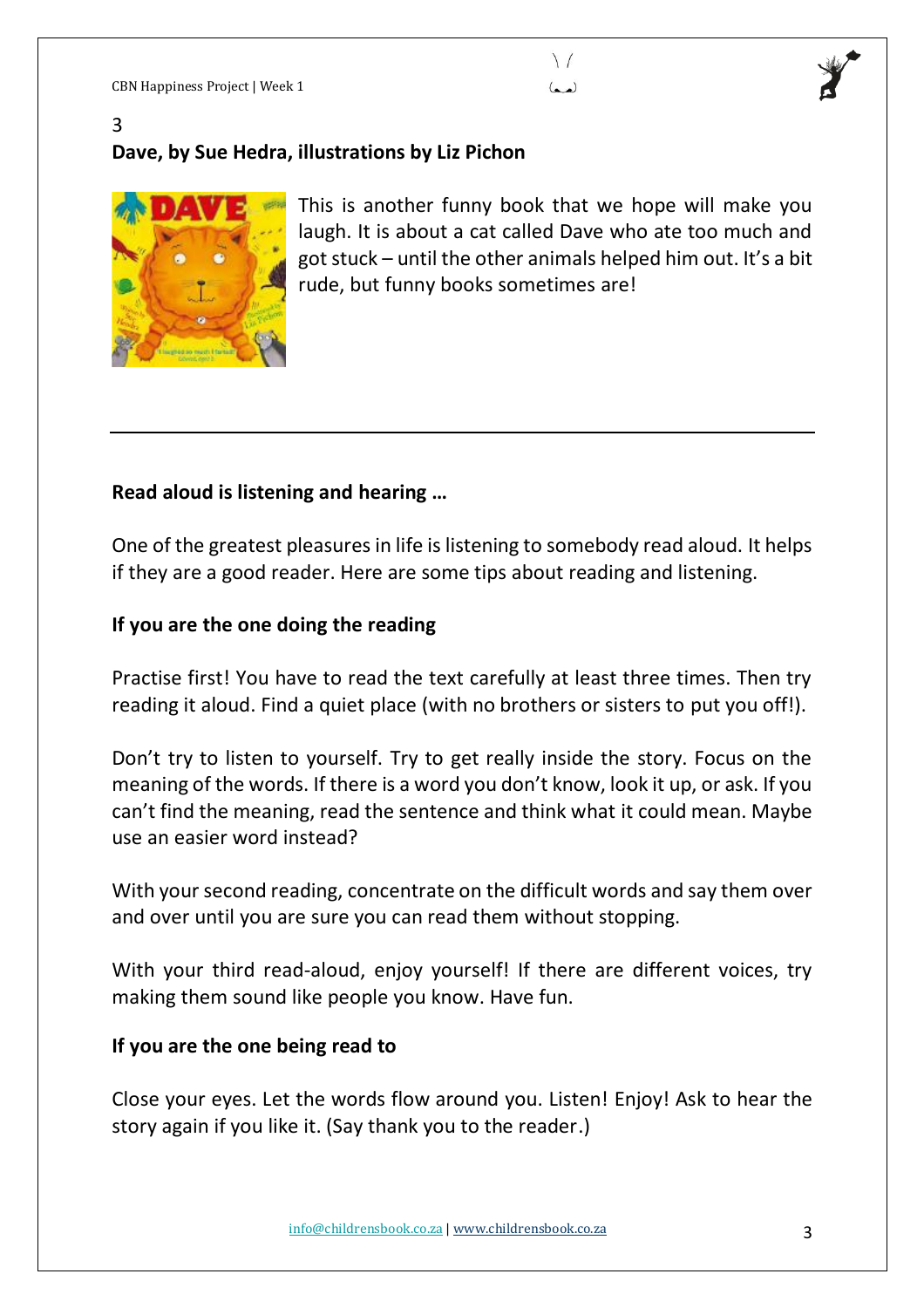3

**Dave, by Sue Hedra, illustrations by Liz Pichon**

This is another funny book that we hope will make you laugh. It is about a cat called Dave who ate too much and got stuck – until the other animals helped him out. It's a bit rude, but funny books sometimes are!

---

**Read aloud is listening and hearing …**

One of the greatest pleasures in life is listening to somebody read aloud. It helps if they are a good reader. Here are some tips about reading and listening.

**If you are the one doing the reading**

Practise first! You have to read the text carefully at least three times. Then try reading it aloud. Find a quiet place (with no brothers or sisters to put you off!).

Don't try to listen to yourself. Try to get really inside the story. Focus on the meaning of the words. If there is a word you don't know, look it up, or ask. If you can't find the meaning, read the sentence and think what it could mean. Maybe use an easier word instead?

With your second reading, concentrate on the difficult words and say them over and over until you are sure you can read them without stopping.

With your third read-aloud, enjoy yourself! If there are different voices, try making them sound like people you know. Have fun.

**If you are the one being read to**

Close your eyes. Let the words flow around you. Listen! Enjoy! Ask to hear the story again if you like it. (Say thank you to the reader.)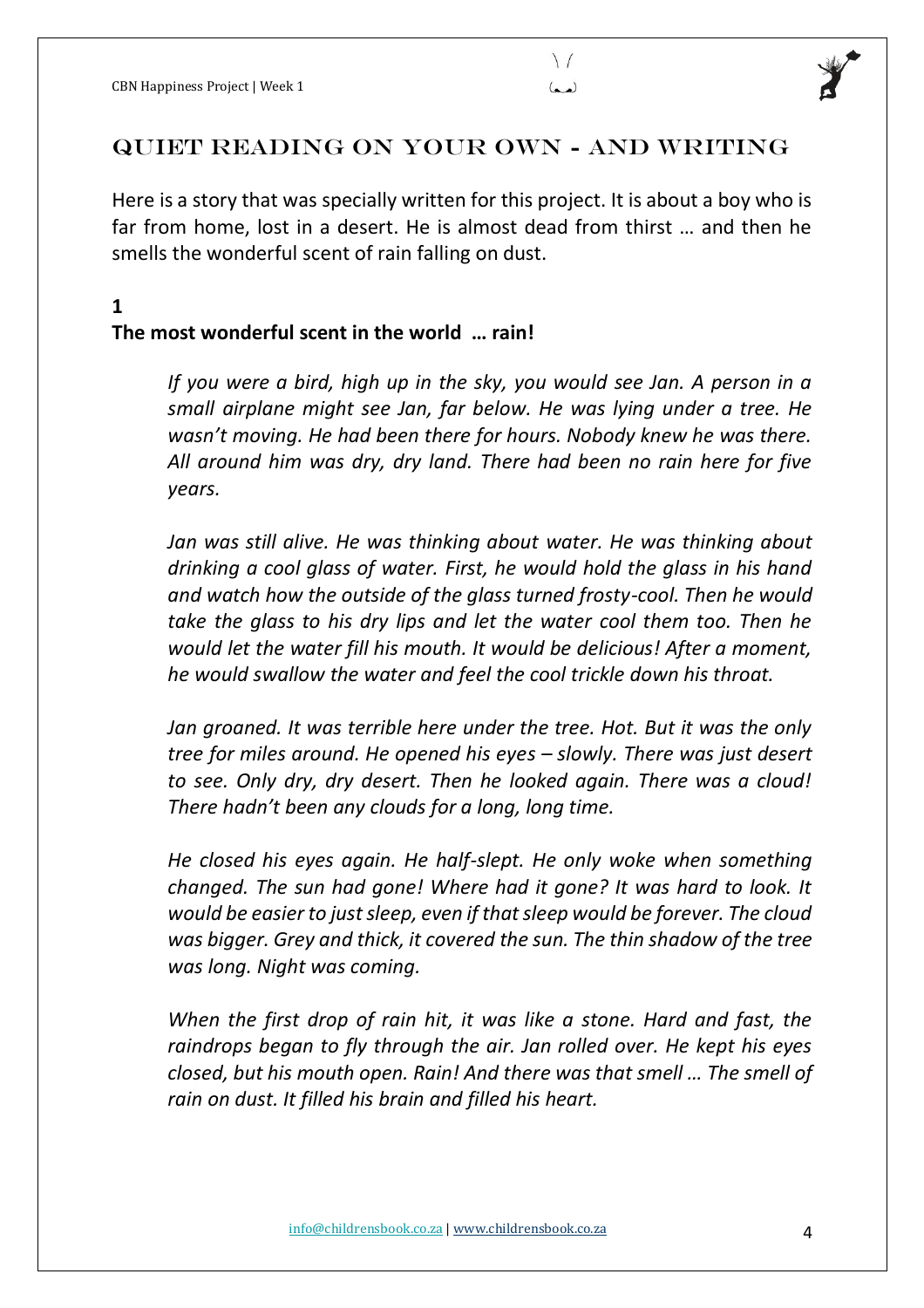## Quiet reading on your own - and writing

Here is a story that was specially written for this project. It is about a boy who is far from home, lost in a desert. He is almost dead from thirst … and then he smells the wonderful scent of rain falling on dust.

**1**

**The most wonderful scent in the world … rain!**

*If you were a bird, high up in the sky, you would see Jan. A person in a small airplane might see Jan, far below. He was lying under a tree. He wasn't moving. He had been there for hours. Nobody knew he was there. All around him was dry, dry land. There had been no rain here for five years.*

*Jan was still alive. He was thinking about water. He was thinking about drinking a cool glass of water. First, he would hold the glass in his hand and watch how the outside of the glass turned frosty-cool. Then he would take the glass to his dry lips and let the water cool them too. Then he would let the water fill his mouth. It would be delicious! After a moment, he would swallow the water and feel the cool trickle down his throat.*

*Jan groaned. It was terrible here under the tree. Hot. But it was the only tree for miles around. He opened his eyes – slowly. There was just desert to see. Only dry, dry desert. Then he looked again. There was a cloud! There hadn't been any clouds for a long, long time.*

*He closed his eyes again. He half-slept. He only woke when something changed. The sun had gone! Where had it gone? It was hard to look. It would be easier to just sleep, even if that sleep would be forever. The cloud was bigger. Grey and thick, it covered the sun. The thin shadow of the tree was long. Night was coming.*

*When the first drop of rain hit, it was like a stone. Hard and fast, the raindrops began to fly through the air. Jan rolled over. He kept his eyes closed, but his mouth open. Rain! And there was that smell … The smell of rain on dust. It filled his brain and filled his heart.*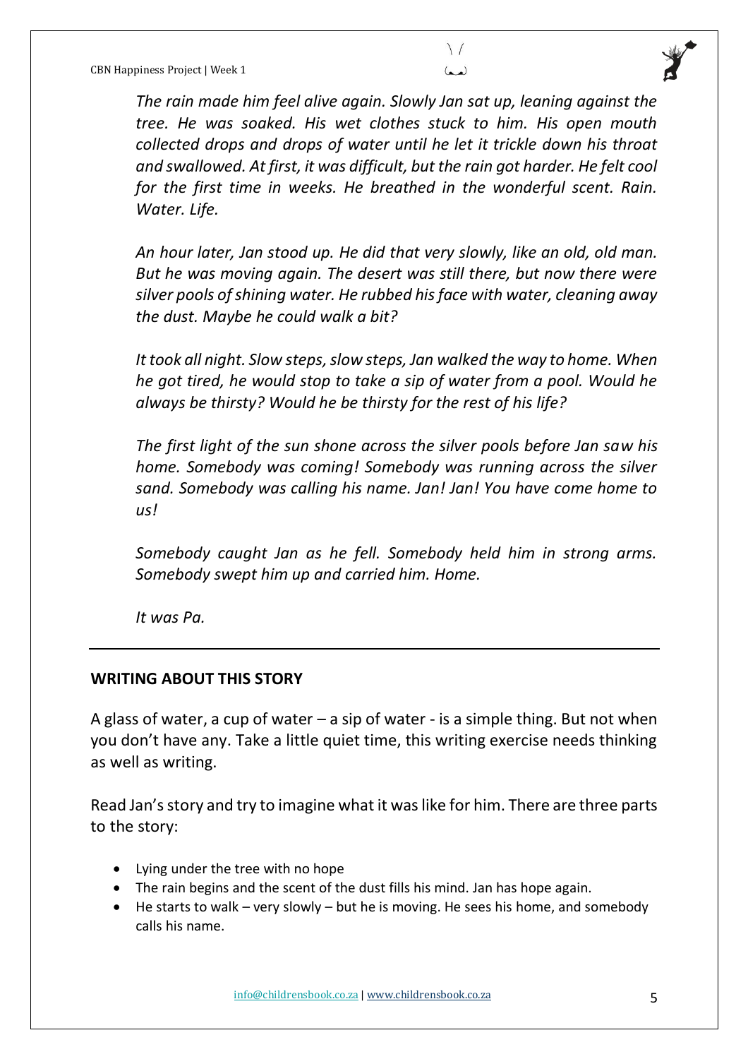*The rain made him feel alive again. Slowly Jan sat up, leaning against the tree. He was soaked. His wet clothes stuck to him. His open mouth collected drops and drops of water until he let it trickle down his throat and swallowed. At first, it was difficult, but the rain got harder. He felt cool for the first time in weeks. He breathed in the wonderful scent. Rain. Water. Life.*

*An hour later, Jan stood up. He did that very slowly, like an old, old man. But he was moving again. The desert was still there, but now there were silver pools of shining water. He rubbed his face with water, cleaning away the dust. Maybe he could walk a bit?*

*It took all night. Slow steps, slow steps, Jan walked the way to home. When he got tired, he would stop to take a sip of water from a pool. Would he always be thirsty? Would he be thirsty for the rest of his life?*

*The first light of the sun shone across the silver pools before Jan saw his home. Somebody was coming! Somebody was running across the silver sand. Somebody was calling his name. Jan! Jan! You have come home to us!*

*Somebody caught Jan as he fell. Somebody held him in strong arms. Somebody swept him up and carried him. Home.*

*It was Pa.*

---

## WRITING ABOUT THIS STORY

A glass of water, a cup of water – a sip of water - is a simple thing. But not when you don't have any. Take a little quiet time, this writing exercise needs thinking as well as writing.

Read Jan's story and try to imagine what it was like for him. There are three parts to the story:

- Lying under the tree with no hope
- The rain begins and the scent of the dust fills his mind. Jan has hope again.
- He starts to walk – very slowly – but he is moving. He sees his home, and somebody calls his name.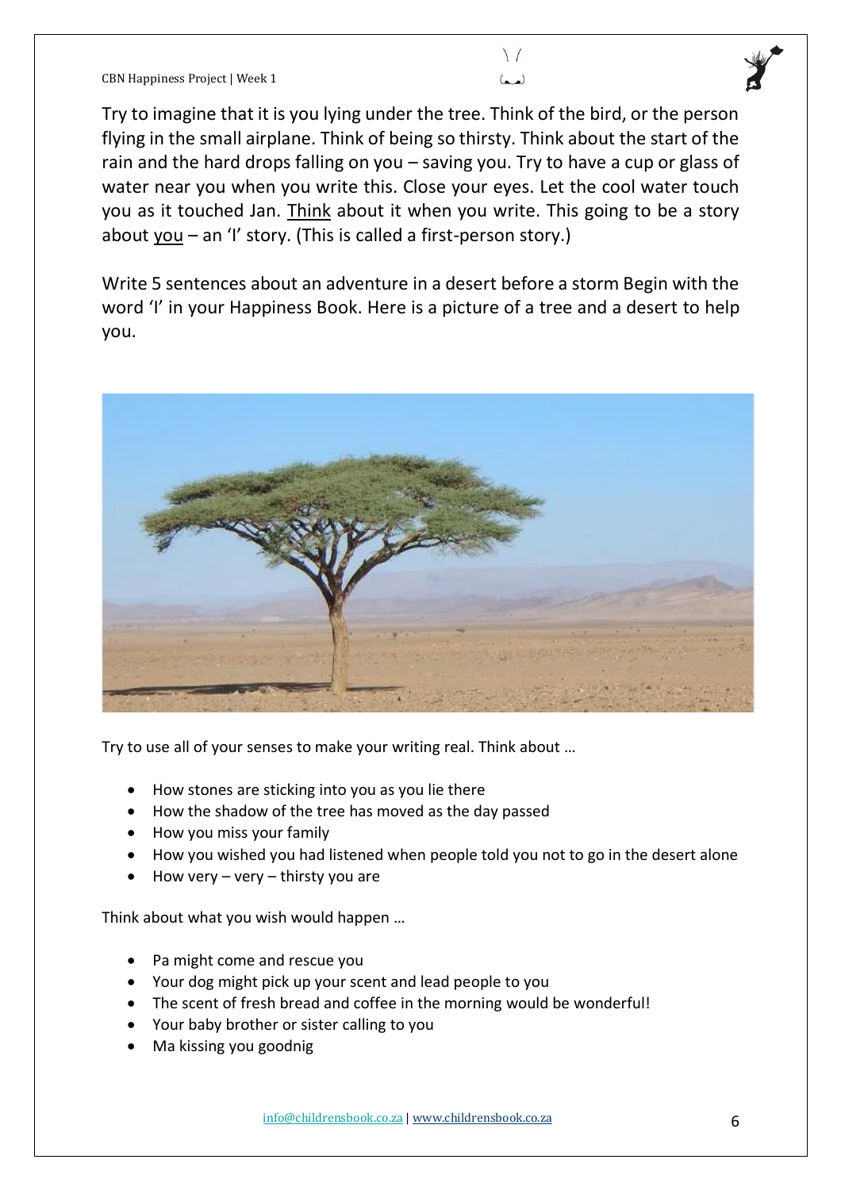Try to imagine that it is you lying under the tree. Think of the bird, or the person flying in the small airplane. Think of being so thirsty. Think about the start of the rain and the hard drops falling on you – saving you. Try to have a cup or glass of water near you when you write this. Close your eyes. Let the cool water touch you as it touched Jan. Think about it when you write. This going to be a story about you – an 'I' story. (This is called a first-person story.)

Write 5 sentences about an adventure in a desert before a storm Begin with the word 'I' in your Happiness Book. Here is a picture of a tree and a desert to help you.

Try to use all of your senses to make your writing real. Think about …

- How stones are sticking into you as you lie there
- How the shadow of the tree has moved as the day passed
- How you miss your family
- How you wished you had listened when people told you not to go in the desert alone
- How very – very – thirsty you are

Think about what you wish would happen …

- Pa might come and rescue you
- Your dog might pick up your scent and lead people to you
- The scent of fresh bread and coffee in the morning would be wonderful!
- Your baby brother or sister calling to you
- Ma kissing you goodnig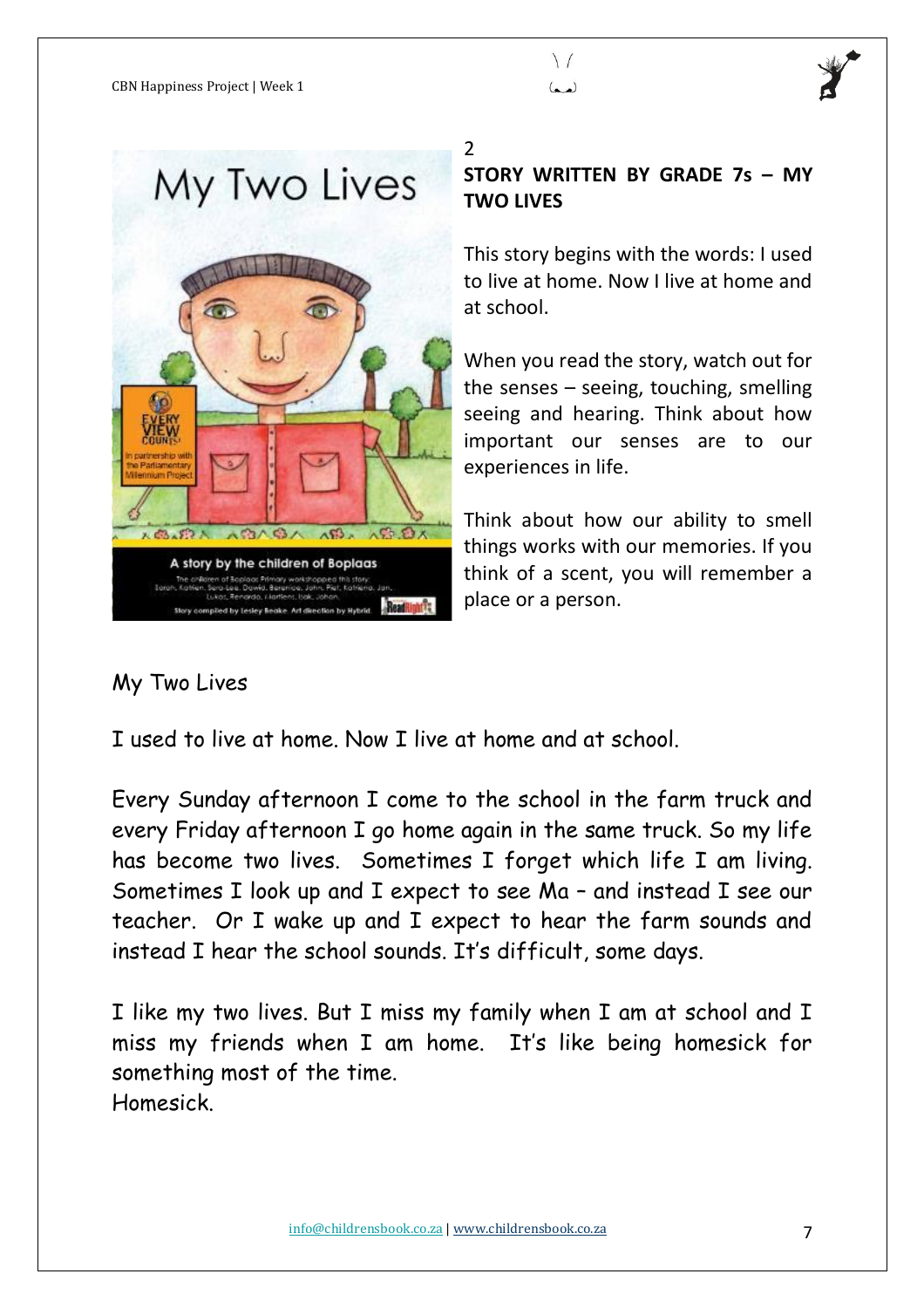2

**STORY WRITTEN BY GRADE 7s – MY TWO LIVES**

This story begins with the words: I used to live at home. Now I live at home and at school.

When you read the story, watch out for the senses – seeing, touching, smelling seeing and hearing. Think about how important our senses are to our experiences in life.

Think about how our ability to smell things works with our memories. If you think of a scent, you will remember a place or a person.

My Two Lives

I used to live at home. Now I live at home and at school.

Every Sunday afternoon I come to the school in the farm truck and every Friday afternoon I go home again in the same truck. So my life has become two lives. Sometimes I forget which life I am living. Sometimes I look up and I expect to see Ma – and instead I see our teacher. Or I wake up and I expect to hear the farm sounds and instead I hear the school sounds. It's difficult, some days.

I like my two lives. But I miss my family when I am at school and I miss my friends when I am home. It's like being homesick for something most of the time.
Homesick.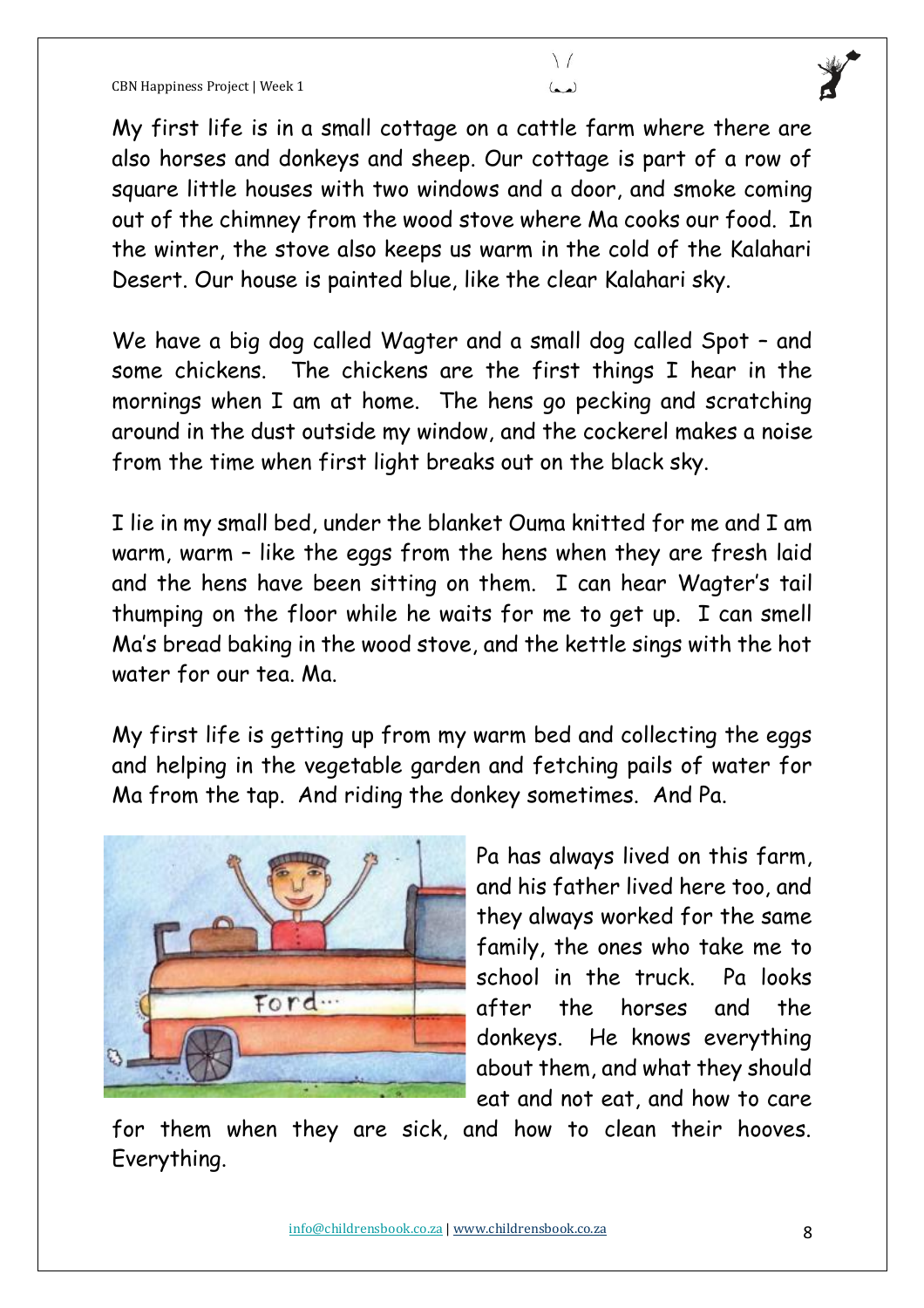My first life is in a small cottage on a cattle farm where there are also horses and donkeys and sheep. Our cottage is part of a row of square little houses with two windows and a door, and smoke coming out of the chimney from the wood stove where Ma cooks our food. In the winter, the stove also keeps us warm in the cold of the Kalahari Desert. Our house is painted blue, like the clear Kalahari sky.

We have a big dog called Wagter and a small dog called Spot – and some chickens. The chickens are the first things I hear in the mornings when I am at home. The hens go pecking and scratching around in the dust outside my window, and the cockerel makes a noise from the time when first light breaks out on the black sky.

I lie in my small bed, under the blanket Ouma knitted for me and I am warm, warm – like the eggs from the hens when they are fresh laid and the hens have been sitting on them. I can hear Wagter's tail thumping on the floor while he waits for me to get up. I can smell Ma's bread baking in the wood stove, and the kettle sings with the hot water for our tea. Ma.

My first life is getting up from my warm bed and collecting the eggs and helping in the vegetable garden and fetching pails of water for Ma from the tap. And riding the donkey sometimes. And Pa.

Pa has always lived on this farm, and his father lived here too, and they always worked for the same family, the ones who take me to school in the truck. Pa looks after the horses and the donkeys. He knows everything about them, and what they should eat and not eat, and how to care for them when they are sick, and how to clean their hooves. Everything.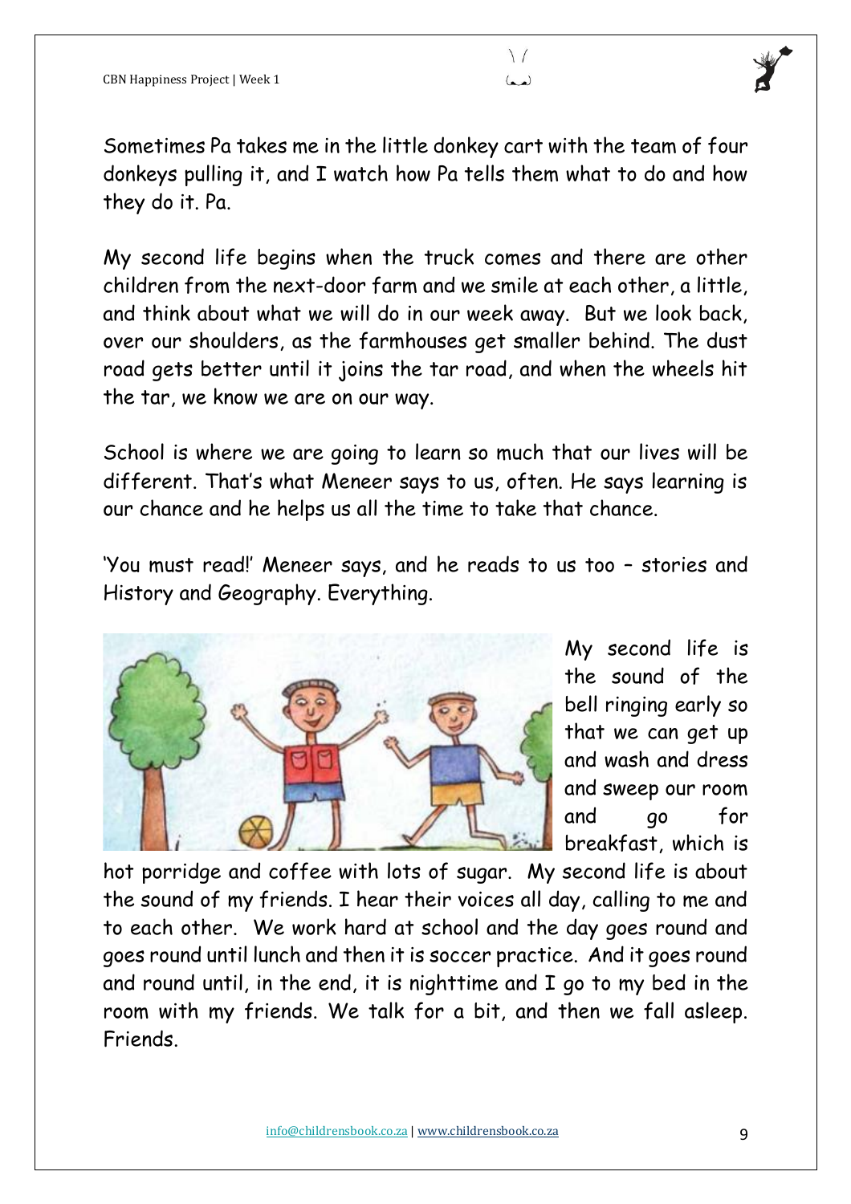Sometimes Pa takes me in the little donkey cart with the team of four donkeys pulling it, and I watch how Pa tells them what to do and how they do it. Pa.

My second life begins when the truck comes and there are other children from the next-door farm and we smile at each other, a little, and think about what we will do in our week away. But we look back, over our shoulders, as the farmhouses get smaller behind. The dust road gets better until it joins the tar road, and when the wheels hit the tar, we know we are on our way.

School is where we are going to learn so much that our lives will be different. That's what Meneer says to us, often. He says learning is our chance and he helps us all the time to take that chance.

'You must read!' Meneer says, and he reads to us too – stories and History and Geography. Everything.

My second life is the sound of the bell ringing early so that we can get up and wash and dress and sweep our room and go for breakfast, which is hot porridge and coffee with lots of sugar. My second life is about the sound of my friends. I hear their voices all day, calling to me and to each other. We work hard at school and the day goes round and goes round until lunch and then it is soccer practice. And it goes round and round until, in the end, it is nighttime and I go to my bed in the room with my friends. We talk for a bit, and then we fall asleep. Friends.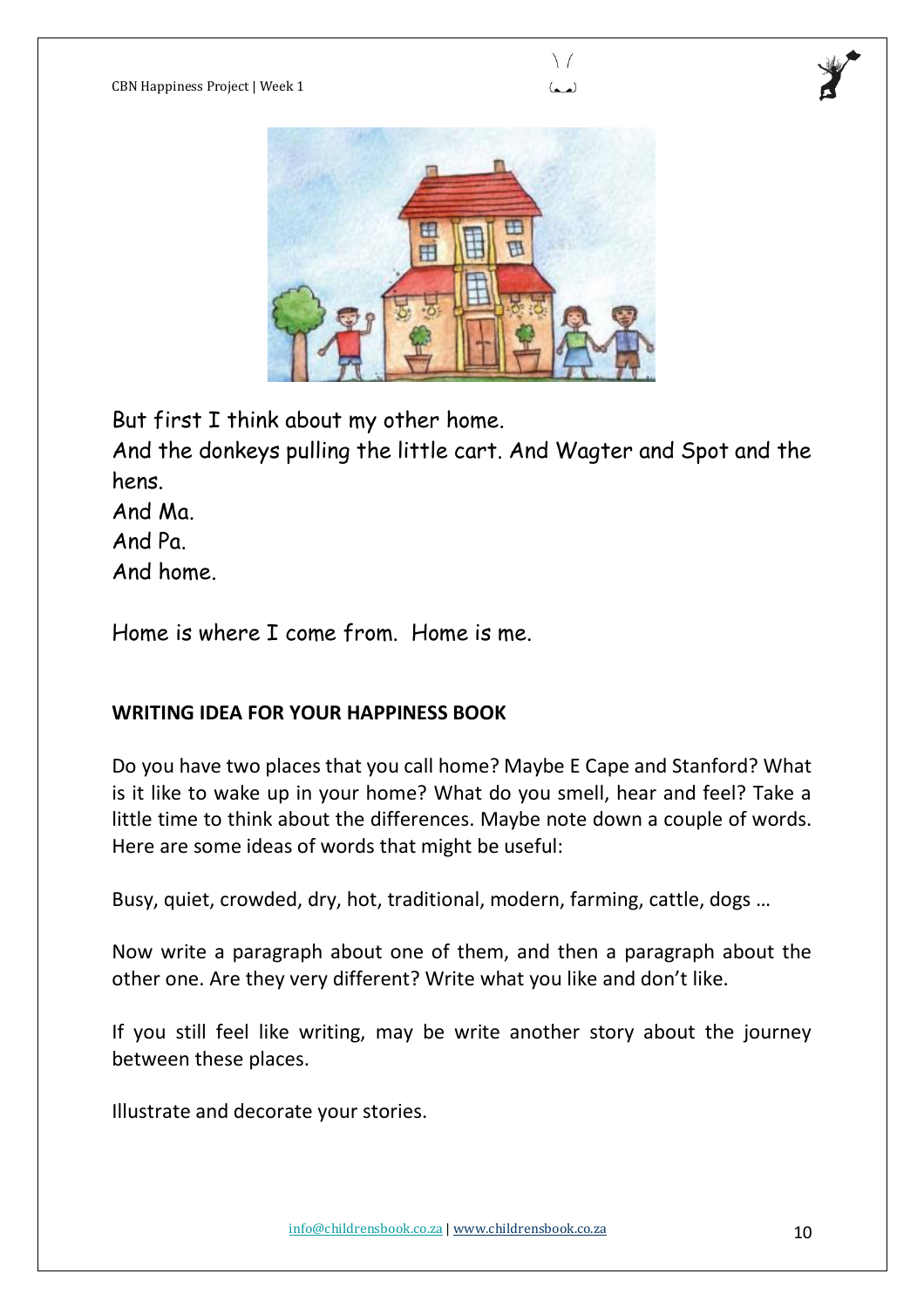But first I think about my other home.
And the donkeys pulling the little cart. And Wagter and Spot and the hens.
And Ma.
And Pa.
And home.

Home is where I come from. Home is me.

**WRITING IDEA FOR YOUR HAPPINESS BOOK**

Do you have two places that you call home? Maybe E Cape and Stanford? What is it like to wake up in your home? What do you smell, hear and feel? Take a little time to think about the differences. Maybe note down a couple of words. Here are some ideas of words that might be useful:

Busy, quiet, crowded, dry, hot, traditional, modern, farming, cattle, dogs …

Now write a paragraph about one of them, and then a paragraph about the other one. Are they very different? Write what you like and don't like.

If you still feel like writing, may be write another story about the journey between these places.

Illustrate and decorate your stories.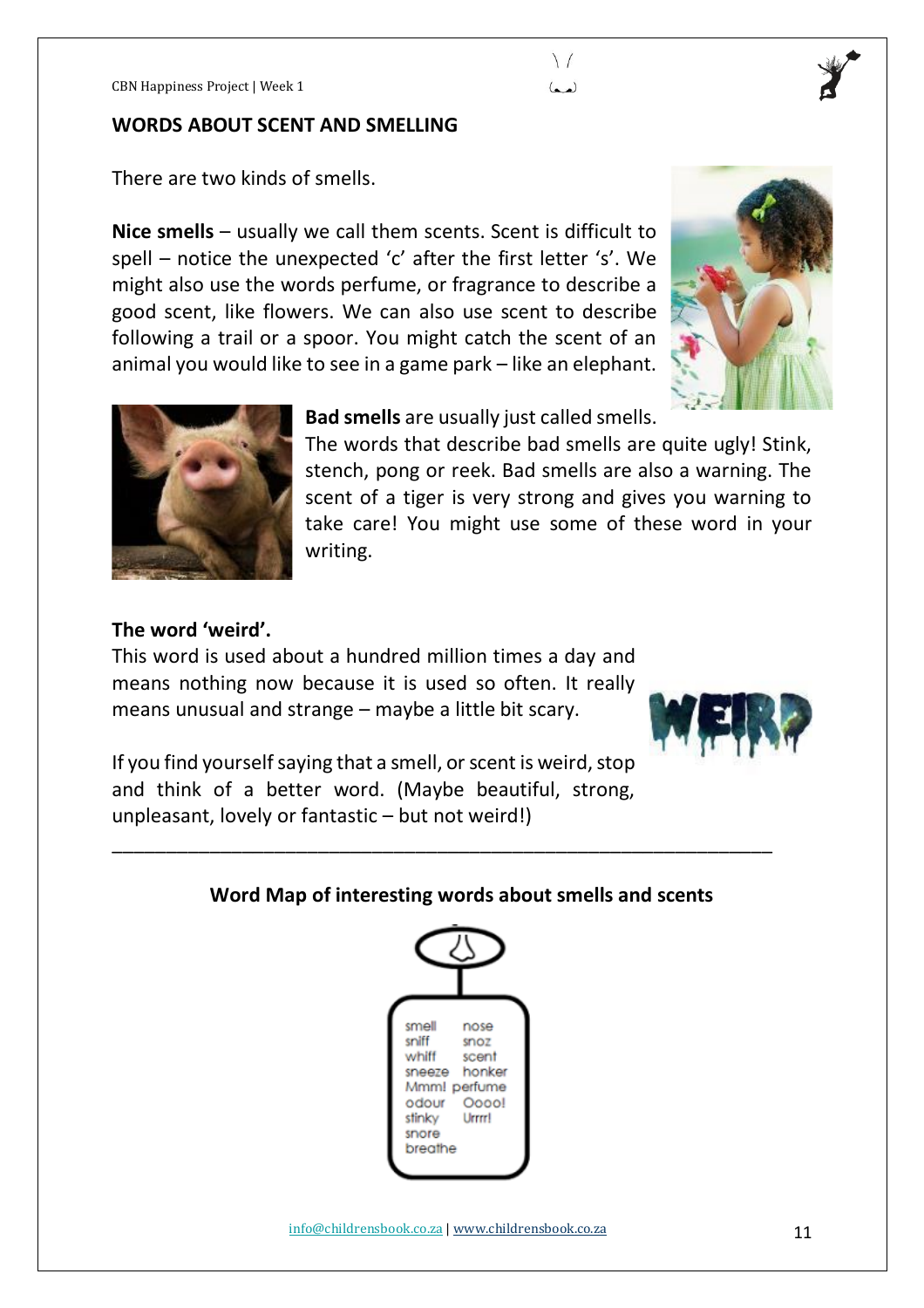## WORDS ABOUT SCENT AND SMELLING

There are two kinds of smells.

**Nice smells** – usually we call them scents. Scent is difficult to spell – notice the unexpected 'c' after the first letter 's'. We might also use the words perfume, or fragrance to describe a good scent, like flowers. We can also use scent to describe following a trail or a spoor. You might catch the scent of an animal you would like to see in a game park – like an elephant.

**Bad smells** are usually just called smells. The words that describe bad smells are quite ugly! Stink, stench, pong or reek. Bad smells are also a warning. The scent of a tiger is very strong and gives you warning to take care! You might use some of these word in your writing.

**The word 'weird'.**

This word is used about a hundred million times a day and means nothing now because it is used so often. It really means unusual and strange – maybe a little bit scary.

If you find yourself saying that a smell, or scent is weird, stop and think of a better word. (Maybe beautiful, strong, unpleasant, lovely or fantastic – but not weird!)

---

**Word Map of interesting words about smells and scents**

| | |
|---|---|
| smell | nose |
| sniff | snoz |
| whiff | scent |
| sneeze | honker |
| Mmm! | perfume |
| odour | Oooo! |
| stinky | Urrrr! |
| snore | |
| breathe | |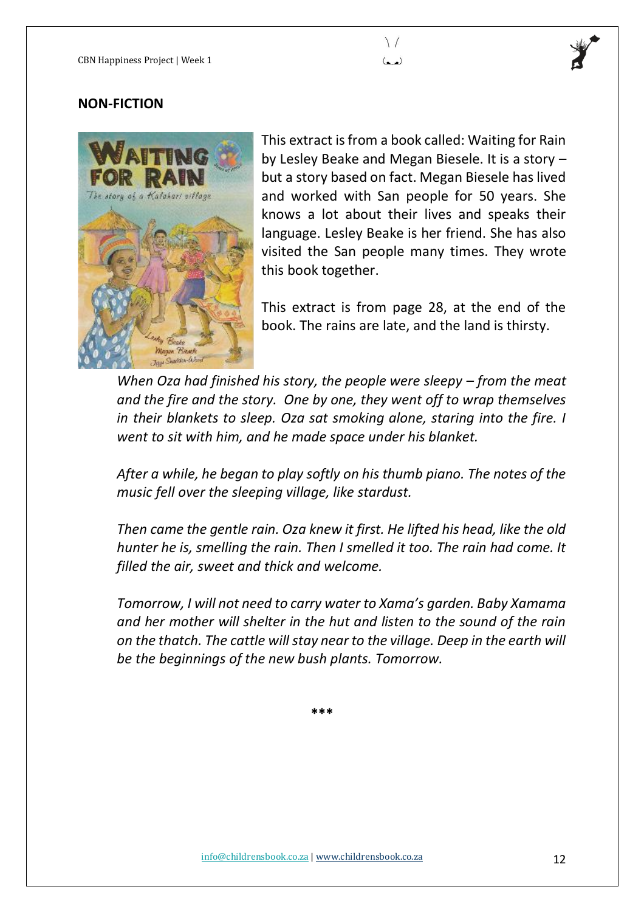## NON-FICTION

This extract is from a book called: Waiting for Rain by Lesley Beake and Megan Biesele. It is a story – but a story based on fact. Megan Biesele has lived and worked with San people for 50 years. She knows a lot about their lives and speaks their language. Lesley Beake is her friend. She has also visited the San people many times. They wrote this book together.

This extract is from page 28, at the end of the book. The rains are late, and the land is thirsty.

*When Oza had finished his story, the people were sleepy – from the meat and the fire and the story. One by one, they went off to wrap themselves in their blankets to sleep. Oza sat smoking alone, staring into the fire. I went to sit with him, and he made space under his blanket.*

*After a while, he began to play softly on his thumb piano. The notes of the music fell over the sleeping village, like stardust.*

*Then came the gentle rain. Oza knew it first. He lifted his head, like the old hunter he is, smelling the rain. Then I smelled it too. The rain had come. It filled the air, sweet and thick and welcome.*

*Tomorrow, I will not need to carry water to Xama's garden. Baby Xamama and her mother will shelter in the hut and listen to the sound of the rain on the thatch. The cattle will stay near to the village. Deep in the earth will be the beginnings of the new bush plants. Tomorrow.*

***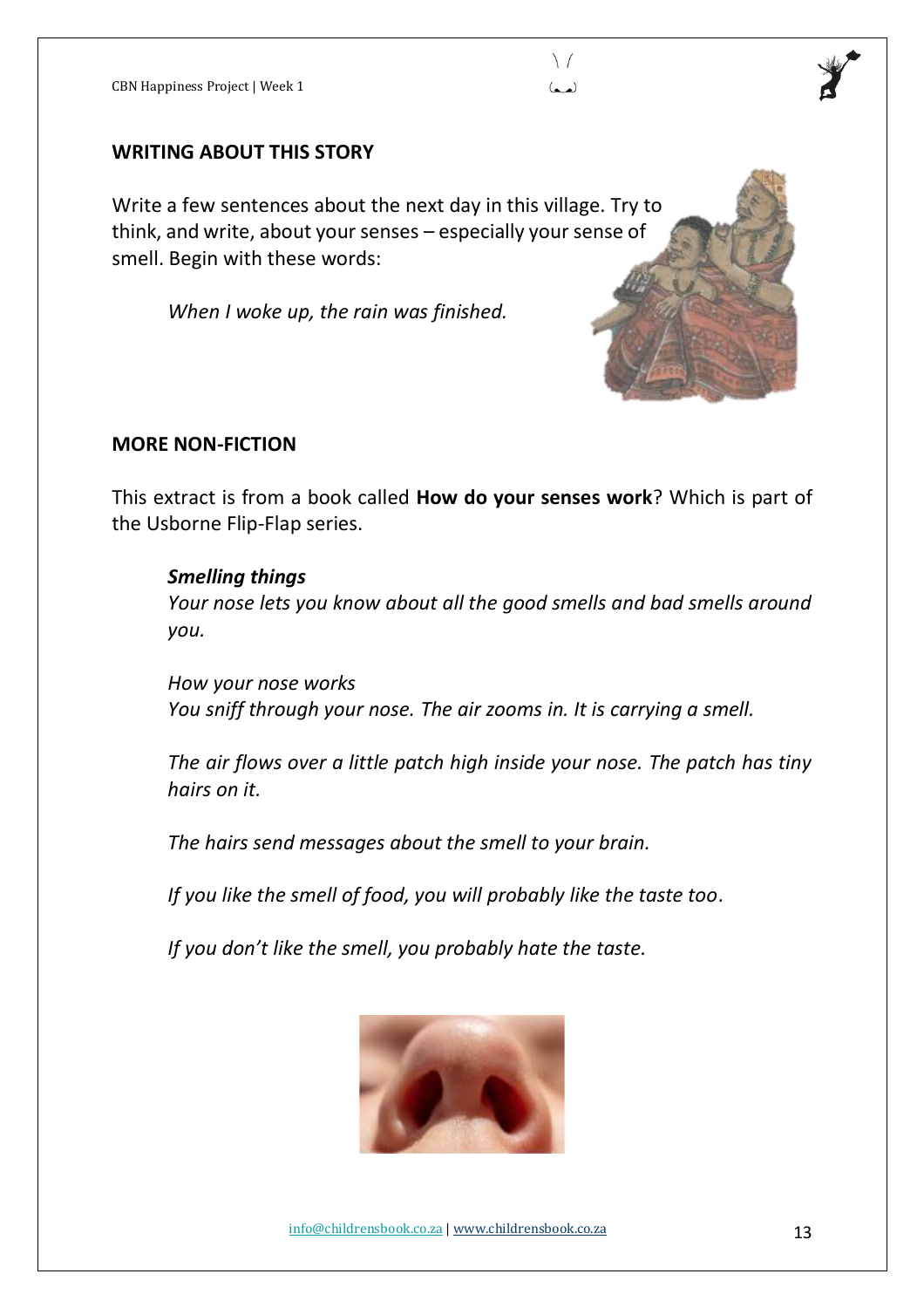## WRITING ABOUT THIS STORY

Write a few sentences about the next day in this village. Try to think, and write, about your senses – especially your sense of smell. Begin with these words:

*When I woke up, the rain was finished.*

## MORE NON-FICTION

This extract is from a book called **How do your senses work**? Which is part of the Usborne Flip-Flap series.

> ***Smelling things***
> *Your nose lets you know about all the good smells and bad smells around you.*
>
> *How your nose works*
> *You sniff through your nose. The air zooms in. It is carrying a smell.*
>
> *The air flows over a little patch high inside your nose. The patch has tiny hairs on it.*
>
> *The hairs send messages about the smell to your brain.*
>
> *If you like the smell of food, you will probably like the taste too.*
>
> *If you don't like the smell, you probably hate the taste.*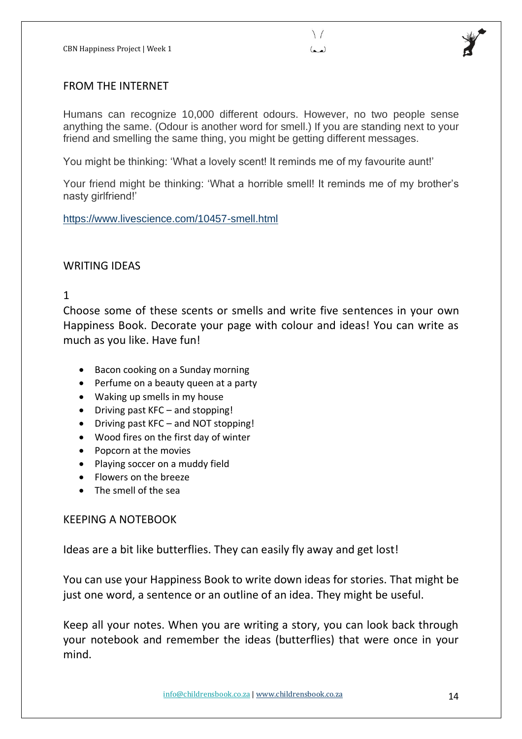## FROM THE INTERNET

Humans can recognize 10,000 different odours. However, no two people sense anything the same. (Odour is another word for smell.) If you are standing next to your friend and smelling the same thing, you might be getting different messages.

You might be thinking: 'What a lovely scent! It reminds me of my favourite aunt!'

Your friend might be thinking: 'What a horrible smell! It reminds me of my brother's nasty girlfriend!'

https://www.livescience.com/10457-smell.html

## WRITING IDEAS

1

Choose some of these scents or smells and write five sentences in your own Happiness Book. Decorate your page with colour and ideas! You can write as much as you like. Have fun!

- Bacon cooking on a Sunday morning
- Perfume on a beauty queen at a party
- Waking up smells in my house
- Driving past KFC – and stopping!
- Driving past KFC – and NOT stopping!
- Wood fires on the first day of winter
- Popcorn at the movies
- Playing soccer on a muddy field
- Flowers on the breeze
- The smell of the sea

## KEEPING A NOTEBOOK

Ideas are a bit like butterflies. They can easily fly away and get lost!

You can use your Happiness Book to write down ideas for stories. That might be just one word, a sentence or an outline of an idea. They might be useful.

Keep all your notes. When you are writing a story, you can look back through your notebook and remember the ideas (butterflies) that were once in your mind.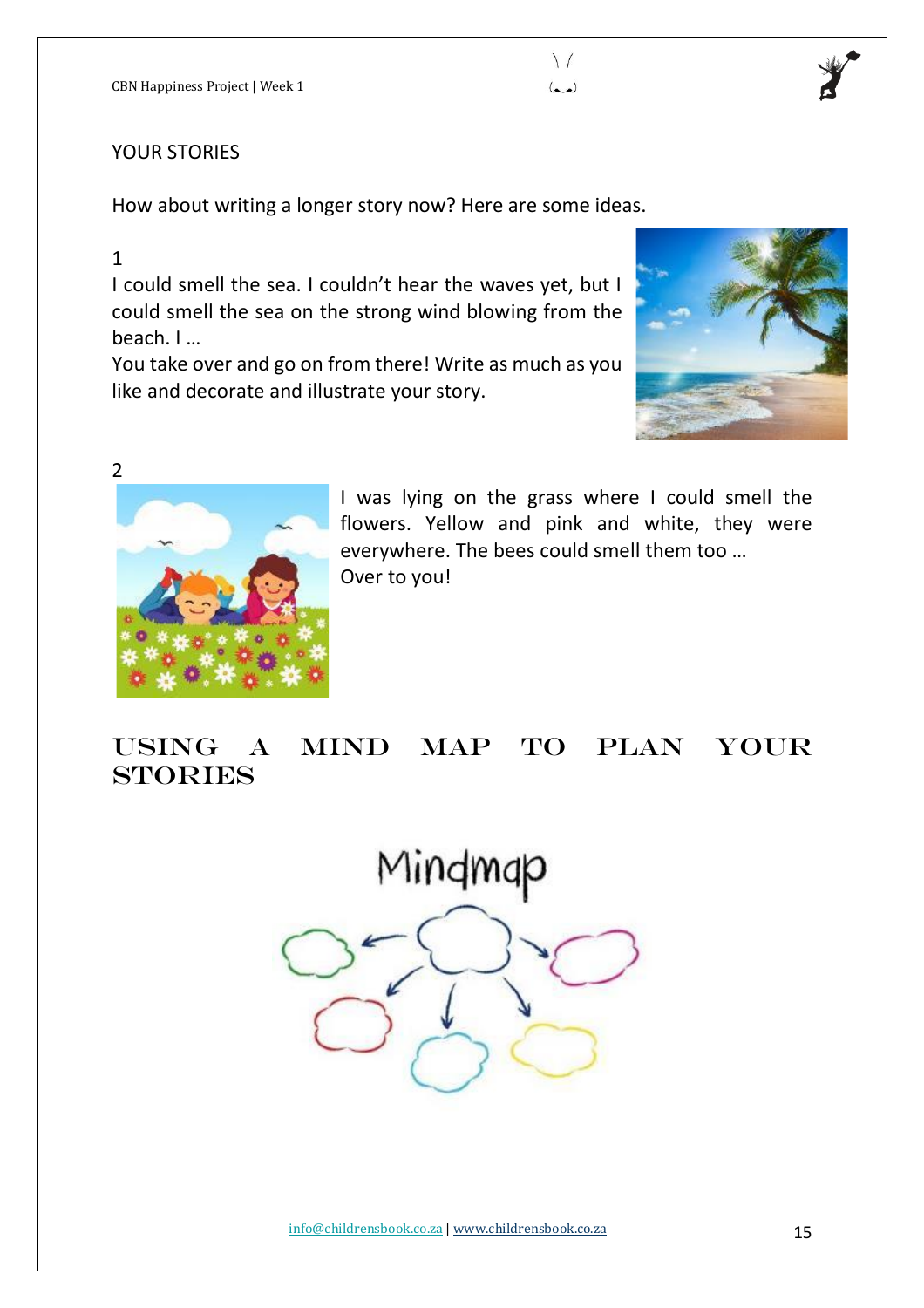YOUR STORIES

How about writing a longer story now? Here are some ideas.

1

I could smell the sea. I couldn't hear the waves yet, but I could smell the sea on the strong wind blowing from the beach. I …

You take over and go on from there! Write as much as you like and decorate and illustrate your story.

2

I was lying on the grass where I could smell the flowers. Yellow and pink and white, they were everywhere. The bees could smell them too …

Over to you!

## USING A MIND MAP TO PLAN YOUR STORIES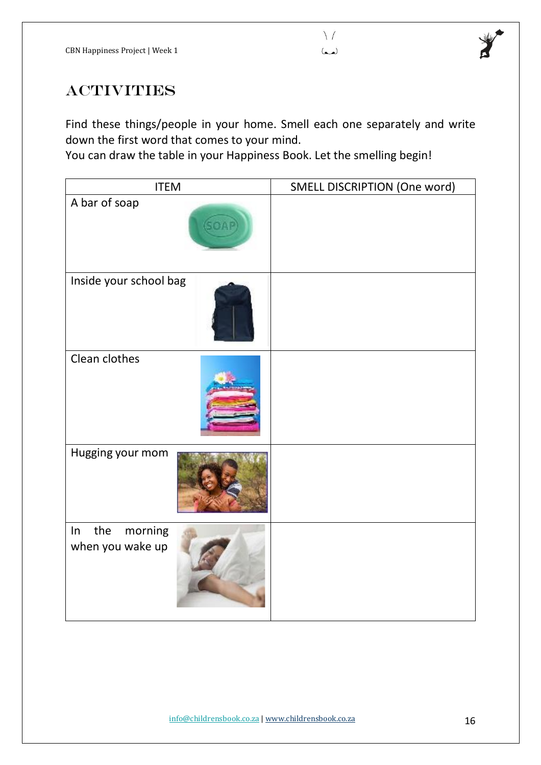# ACTIVITIES

Find these things/people in your home. Smell each one separately and write down the first word that comes to your mind.
You can draw the table in your Happiness Book. Let the smelling begin!

| ITEM | SMELL DISCRIPTION (One word) |
|---|---|
| A bar of soap | |
| Inside your school bag | |
| Clean clothes | |
| Hugging your mom | |
| In the morning when you wake up | |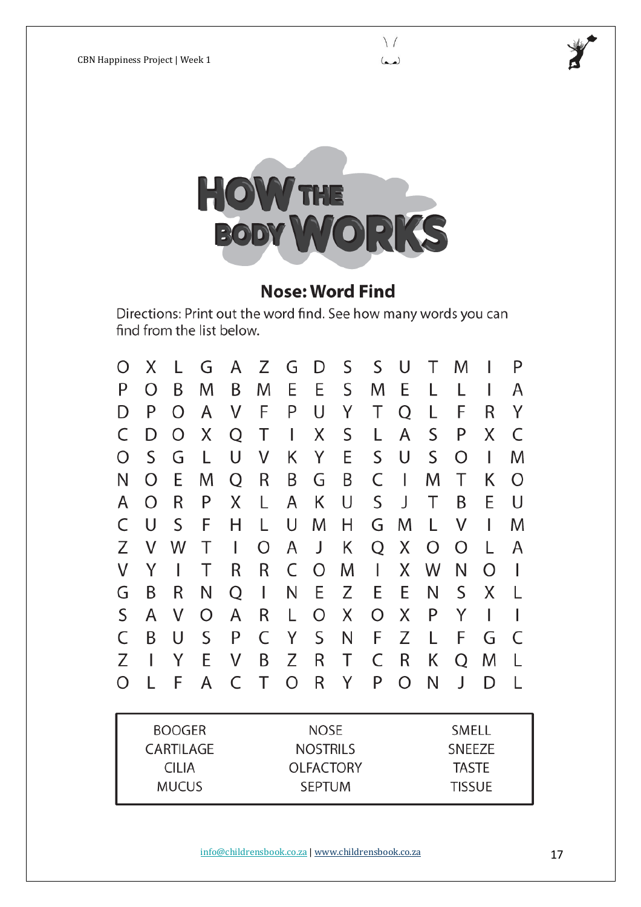# HOW THE BODY WORKS

## Nose: Word Find

Directions: Print out the word find. See how many words you can find from the list below.

```
O X L G A Z G D S S U T M I P
P O B M B M E E S M E L L I A
D P O A V F P U Y T Q L F R Y
C D O X Q T I X S L A S P X C
O S G L U V K Y E S U S O I M
N O E M Q R B G B C I M T K O
A O R P X L A K U S J T B E U
C U S F H L U M H G M L V I M
Z V W T I O A J K Q X O O L A
V Y I T R R C O M I X W N O I
G B R N Q I N E Z E E N S X L
S A V O A R L O X O X P Y I I
C B U S P C Y S N F Z L F G C
Z I Y E V B Z R T C R K Q M L
O L F A C T O R Y P O N J D L
```

| | | |
|---|---|---|
| BOOGER | NOSE | SMELL |
| CARTILAGE | NOSTRILS | SNEEZE |
| CILIA | OLFACTORY | TASTE |
| MUCUS | SEPTUM | TISSUE |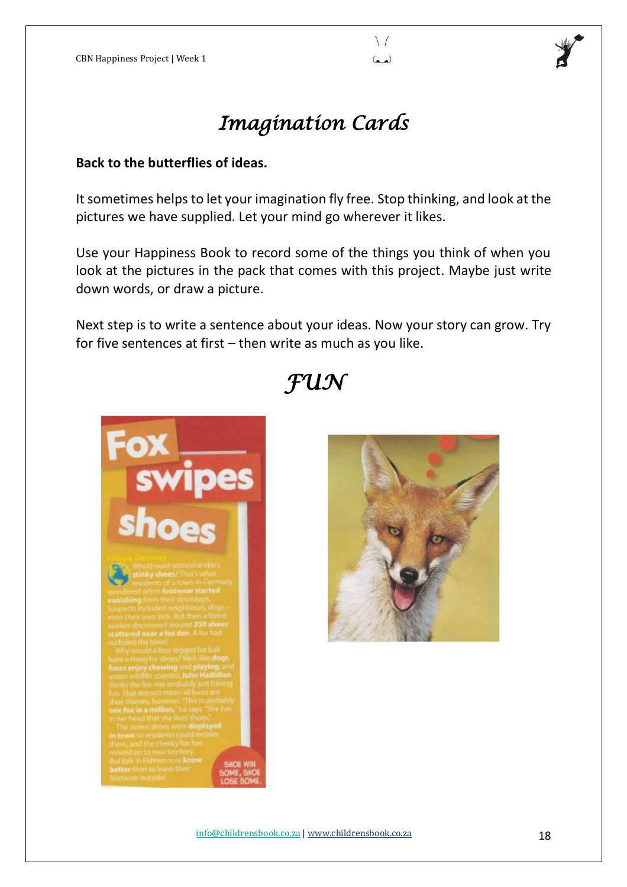# Imagination Cards

**Back to the butterflies of ideas.**

It sometimes helps to let your imagination fly free. Stop thinking, and look at the pictures we have supplied. Let your mind go wherever it likes.

Use your Happiness Book to record some of the things you think of when you look at the pictures in the pack that comes with this project. Maybe just write down words, or draw a picture.

Next step is to write a sentence about your ideas. Now your story can grow. Try for five sentences at first – then write as much as you like.

## *FUN*

**Fox swipes shoes**

Föhren, Germany

Who'd want someone else's **stinky shoes**? That's what residents of a town in Germany wondered when **footwear started vanishing** from their doorsteps. Suspects included neighbours, dogs – even their own kids. But then a forest worker discovered around **250 shoes scattered near a fox den**. A fox had outfoxed the town!

Why would a four-legged fur ball have a thing for shoes? Well, like **dogs, foxes enjoy chewing** and **playing**, and urban wildlife scientist **John Hadidian** thinks the fox was probably just having fun. That doesn't mean all foxes are shoe thieves, however. "This is probably **one fox in a million**," he says. "She has in her head that she likes shoes."

The stolen shoes were **displayed in town** so residents could reclaim them, and the cheeky fox has moved on to new territory. But folk in Föhren now **know better** than to leave their footwear outside!

SHOE WIN SOME, SHOE LOSE SOME.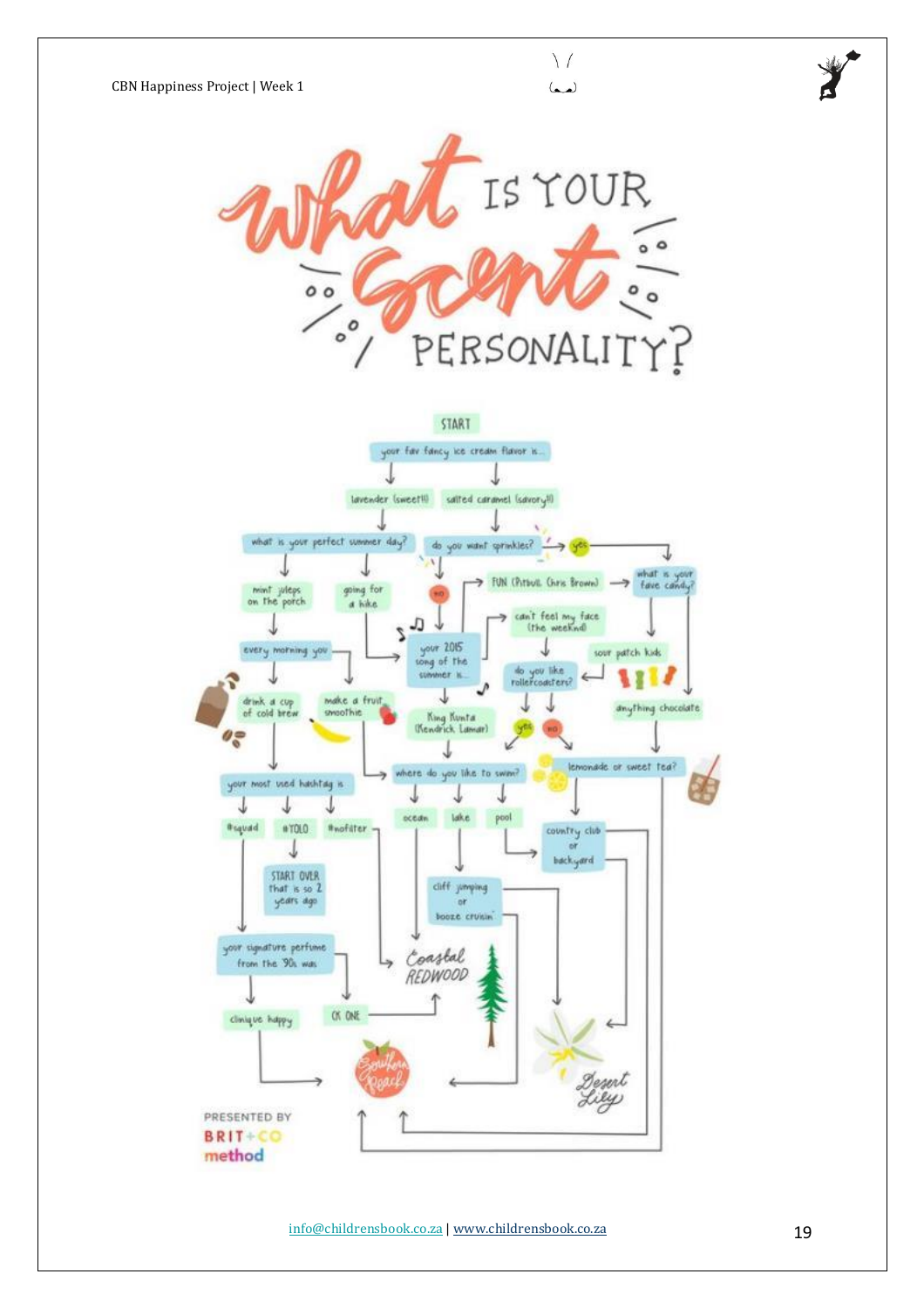# What IS YOUR Scent PERSONALITY?

START

your fav fancy ice cream flavor is...

- lavender (sweet!!)
- salted caramel (savory!!)

what is your perfect summer day?

- mint juleps on the porch
- going for a hike

every morning you

- drink a cup of cold brew
- make a fruit smoothie

your most used hashtag is

- #squad
- #YOLO
- #nofilter

START OVER that is so 2 years ago

your signature perfume from the '90s was

- clinique happy
- CK ONE

do you want sprinkles?

- yes
- no

what is your fave candy?

- sour patch kids
- anything chocolate

your 2015 song of the summer is...

- FUN (Pitbull, Chris Brown)
- can't feel my face (the weeknd)
- King Kunta (Kendrick Lamar)

do you like rollercoasters?

- yes
- no

where do you like to swim?

- ocean
- lake
- pool

cliff jumping or booze cruisin'

lemonade or sweet tea?

country club or backyard

Coastal REDWOOD

Southern Peach

Desert Lily

PRESENTED BY BRIT+CO method

info@childrensbook.co.za | www.childrensbook.co.za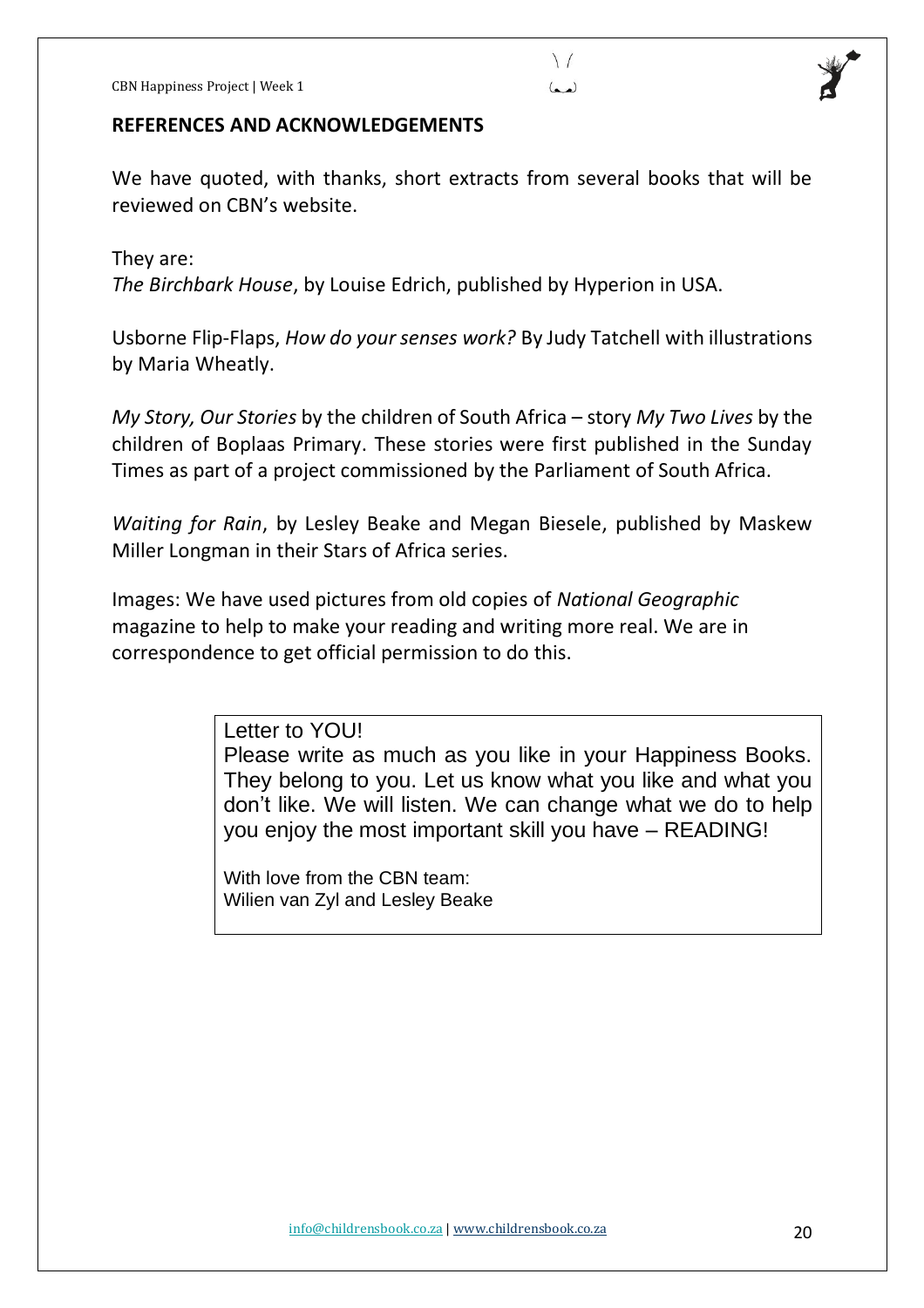## REFERENCES AND ACKNOWLEDGEMENTS

We have quoted, with thanks, short extracts from several books that will be reviewed on CBN's website.

They are:
*The Birchbark House*, by Louise Edrich, published by Hyperion in USA.

Usborne Flip-Flaps, *How do your senses work?* By Judy Tatchell with illustrations by Maria Wheatly.

*My Story, Our Stories* by the children of South Africa – story *My Two Lives* by the children of Boplaas Primary. These stories were first published in the Sunday Times as part of a project commissioned by the Parliament of South Africa.

*Waiting for Rain*, by Lesley Beake and Megan Biesele, published by Maskew Miller Longman in their Stars of Africa series.

Images: We have used pictures from old copies of *National Geographic* magazine to help to make your reading and writing more real. We are in correspondence to get official permission to do this.

Letter to YOU!
Please write as much as you like in your Happiness Books. They belong to you. Let us know what you like and what you don't like. We will listen. We can change what we do to help you enjoy the most important skill you have – READING!

With love from the CBN team:
Wilien van Zyl and Lesley Beake